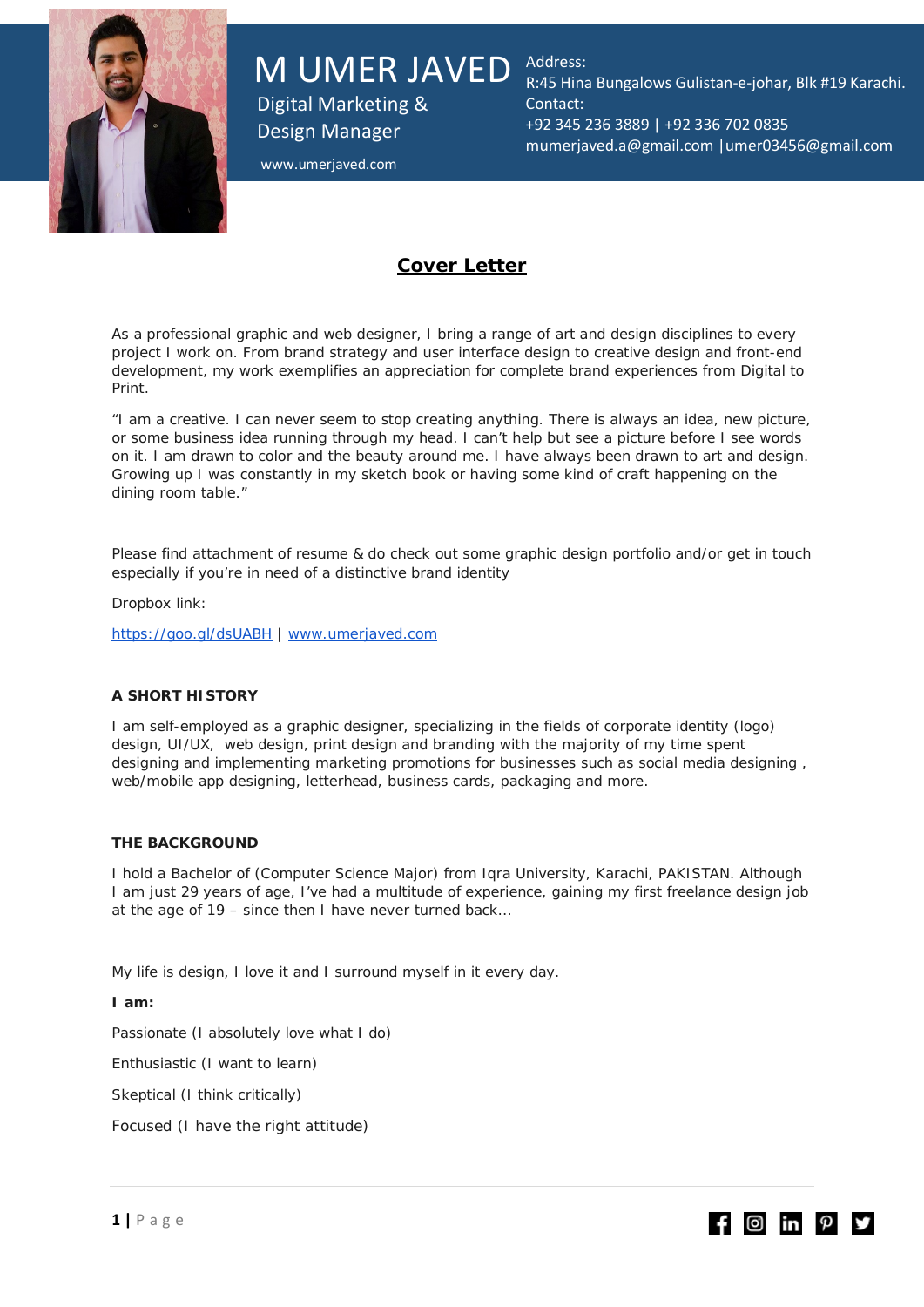# M UMER JAVED

Digital Marketing & Design Manager

www.umerjaved.com

Address:
R:45 Hina Bungalows Gulistan-e-johar, Blk #19 Karachi.
Contact:
+92 345 236 3889 | +92 336 702 0835
mumerjaved.a@gmail.com |umer03456@gmail.com

## Cover Letter

As a professional graphic and web designer, I bring a range of art and design disciplines to every project I work on. From brand strategy and user interface design to creative design and front-end development, my work exemplifies an appreciation for complete brand experiences from Digital to Print.

"I am a creative. I can never seem to stop creating anything. There is always an idea, new picture, or some business idea running through my head. I can't help but see a picture before I see words on it. I am drawn to color and the beauty around me. I have always been drawn to art and design. Growing up I was constantly in my sketch book or having some kind of craft happening on the dining room table."

Please find attachment of resume & do check out some graphic design portfolio and/or get in touch especially if you're in need of a distinctive brand identity

Dropbox link:

https://goo.gl/dsUABH | www.umerjaved.com

### A SHORT HISTORY

I am self-employed as a graphic designer, specializing in the fields of corporate identity (logo) design, UI/UX, web design, print design and branding with the majority of my time spent designing and implementing marketing promotions for businesses such as social media designing , web/mobile app designing, letterhead, business cards, packaging and more.

### THE BACKGROUND

I hold a Bachelor of (Computer Science Major) from Iqra University, Karachi, PAKISTAN. Although I am just 29 years of age, I've had a multitude of experience, gaining my first freelance design job at the age of 19 – since then I have never turned back…

My life is design, I love it and I surround myself in it every day.

**I am:**

Passionate (I absolutely love what I do)

Enthusiastic (I want to learn)

Skeptical (I think critically)

Focused (I have the right attitude)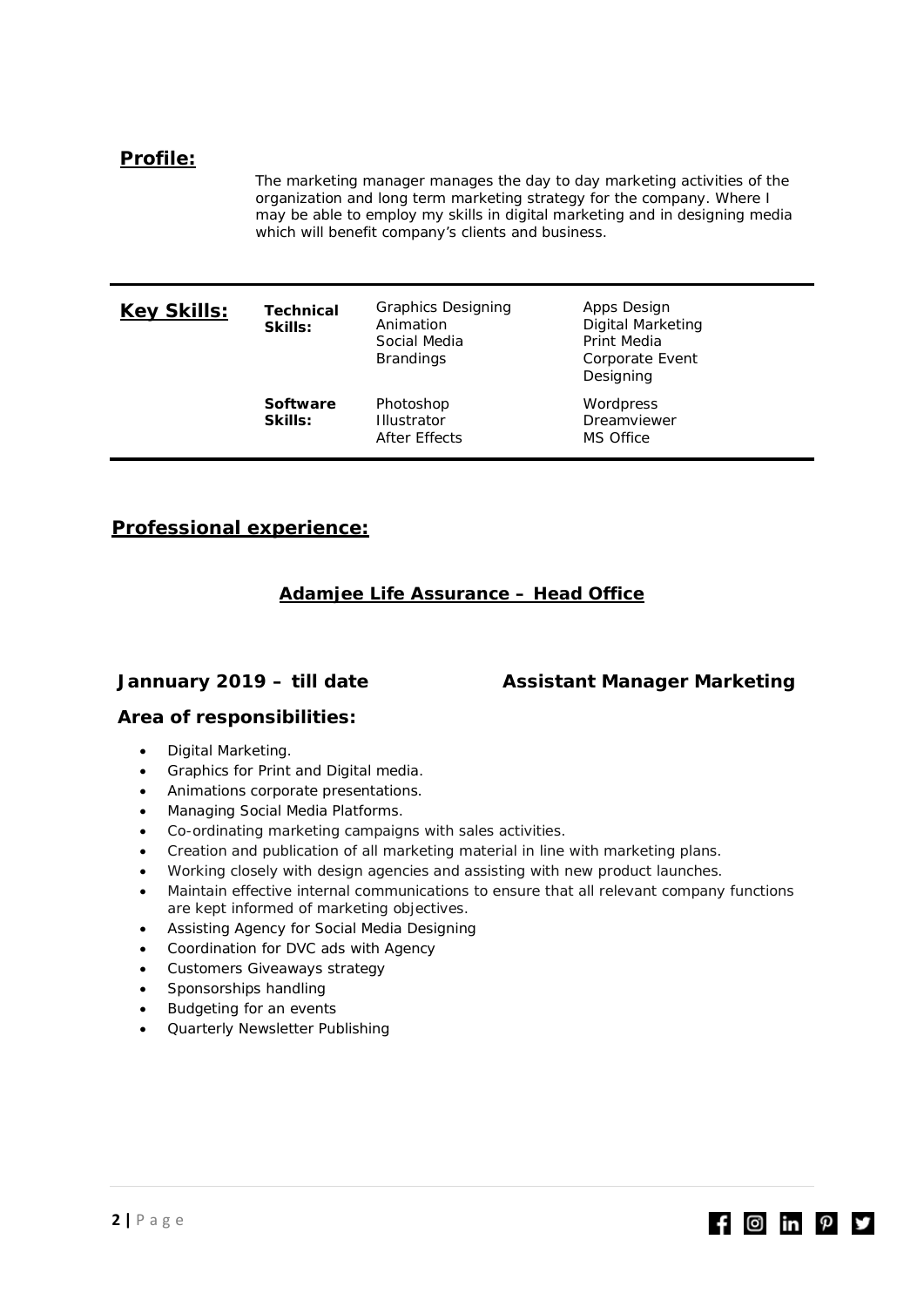## **Profile:**

The marketing manager manages the day to day marketing activities of the organization and long term marketing strategy for the company. Where I may be able to employ my skills in digital marketing and in designing media which will benefit company's clients and business.

## **Key Skills:**

| | | | |
|---|---|---|---|
| **Technical Skills:** | Graphics Designing<br>Animation<br>Social Media<br>Brandings | Apps Design<br>Digital Marketing<br>Print Media<br>Corporate Event Designing |
| **Software Skills:** | Photoshop<br>Illustrator<br>After Effects | Wordpress<br>Dreamviewer<br>MS Office |

## **Professional experience:**

### **Adamjee Life Assurance – Head Office**

**Jannuary 2019 – till date** **Assistant Manager Marketing**

**Area of responsibilities:**

- Digital Marketing.
- Graphics for Print and Digital media.
- Animations corporate presentations.
- Managing Social Media Platforms.
- Co-ordinating marketing campaigns with sales activities.
- Creation and publication of all marketing material in line with marketing plans.
- Working closely with design agencies and assisting with new product launches.
- Maintain effective internal communications to ensure that all relevant company functions are kept informed of marketing objectives.
- Assisting Agency for Social Media Designing
- Coordination for DVC ads with Agency
- Customers Giveaways strategy
- Sponsorships handling
- Budgeting for an events
- Quarterly Newsletter Publishing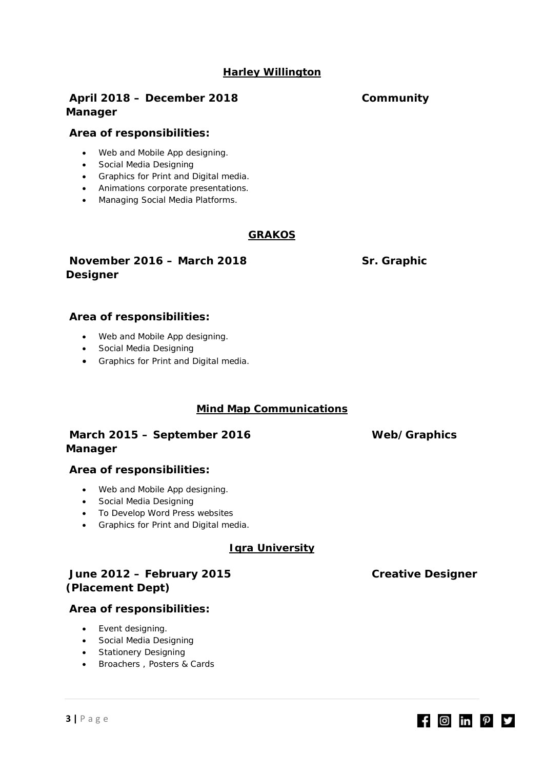**Harley Willington**

**April 2018 – December 2018 Community Manager**

**Area of responsibilities:**

- Web and Mobile App designing.
- Social Media Designing
- Graphics for Print and Digital media.
- Animations corporate presentations.
- Managing Social Media Platforms.

**GRAKOS**

**November 2016 – March 2018 Sr. Graphic Designer**

**Area of responsibilities:**

- Web and Mobile App designing.
- Social Media Designing
- Graphics for Print and Digital media.

**Mind Map Communications**

**March 2015 – September 2016 Web/Graphics Manager**

**Area of responsibilities:**

- Web and Mobile App designing.
- Social Media Designing
- To Develop Word Press websites
- Graphics for Print and Digital media.

**Iqra University**

**June 2012 – February 2015 Creative Designer (Placement Dept)**

**Area of responsibilities:**

- Event designing.
- Social Media Designing
- Stationery Designing
- Broachers , Posters & Cards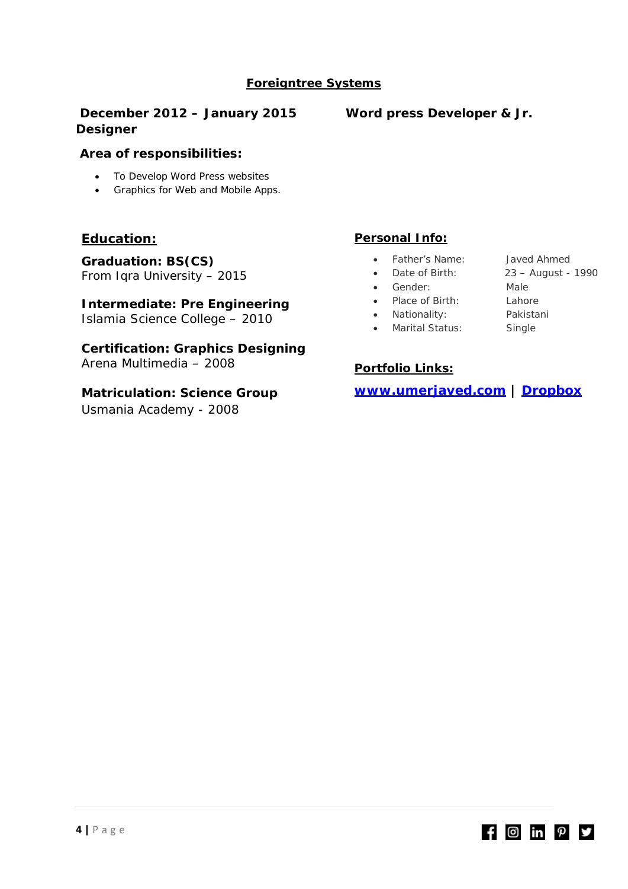**Foreigntree Systems**

**December 2012 – January 2015** **Word press Developer & Jr. Designer**

**Area of responsibilities:**

- To Develop Word Press websites
- Graphics for Web and Mobile Apps.

**Education:**

**Graduation: BS(CS)**
From Iqra University – 2015

**Intermediate: Pre Engineering**
Islamia Science College – 2010

**Certification: Graphics Designing**
Arena Multimedia – 2008

**Matriculation: Science Group**
Usmania Academy - 2008

**Personal Info:**

- Father's Name: Javed Ahmed
- Date of Birth: 23 – August - 1990
- Gender: Male
- Place of Birth: Lahore
- Nationality: Pakistani
- Marital Status: Single

**Portfolio Links:**

**www.umerjaved.com** | **Dropbox**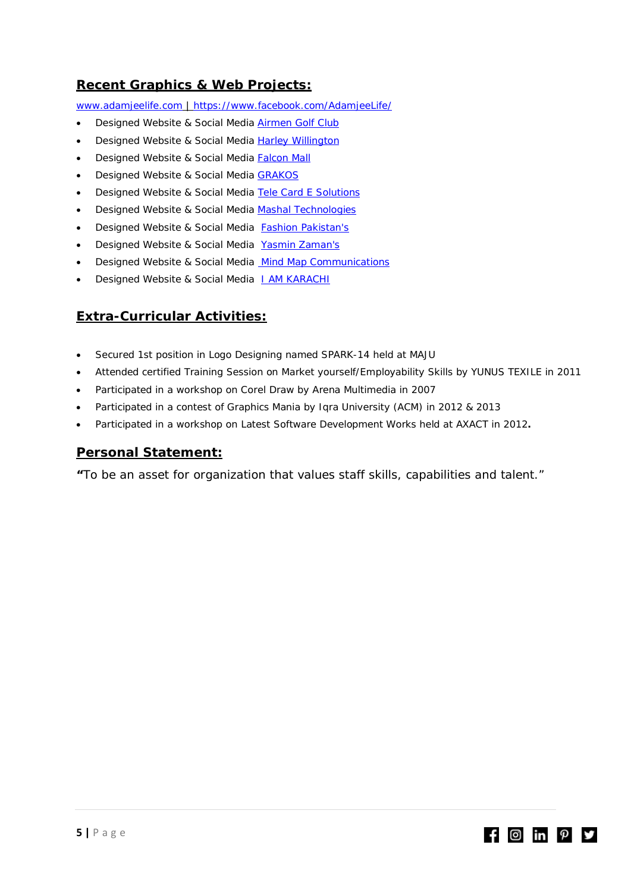## Recent Graphics & Web Projects:

www.adamjeelife.com | https://www.facebook.com/AdamjeeLife/

- Designed Website & Social Media Airmen Golf Club
- Designed Website & Social Media Harley Willington
- Designed Website & Social Media Falcon Mall
- Designed Website & Social Media GRAKOS
- Designed Website & Social Media Tele Card E Solutions
- Designed Website & Social Media Mashal Technologies
- Designed Website & Social Media Fashion Pakistan's
- Designed Website & Social Media Yasmin Zaman's
- Designed Website & Social Media Mind Map Communications
- Designed Website & Social Media I AM KARACHI

## Extra-Curricular Activities:

- Secured 1st position in Logo Designing named SPARK-14 held at MAJU
- Attended certified Training Session on Market yourself/Employability Skills by YUNUS TEXILE in 2011
- Participated in a workshop on Corel Draw by Arena Multimedia in 2007
- Participated in a contest of Graphics Mania by Iqra University (ACM) in 2012 & 2013
- Participated in a workshop on Latest Software Development Works held at AXACT in 2012.

## Personal Statement:

**"**To be an asset for organization that values staff skills, capabilities and talent."